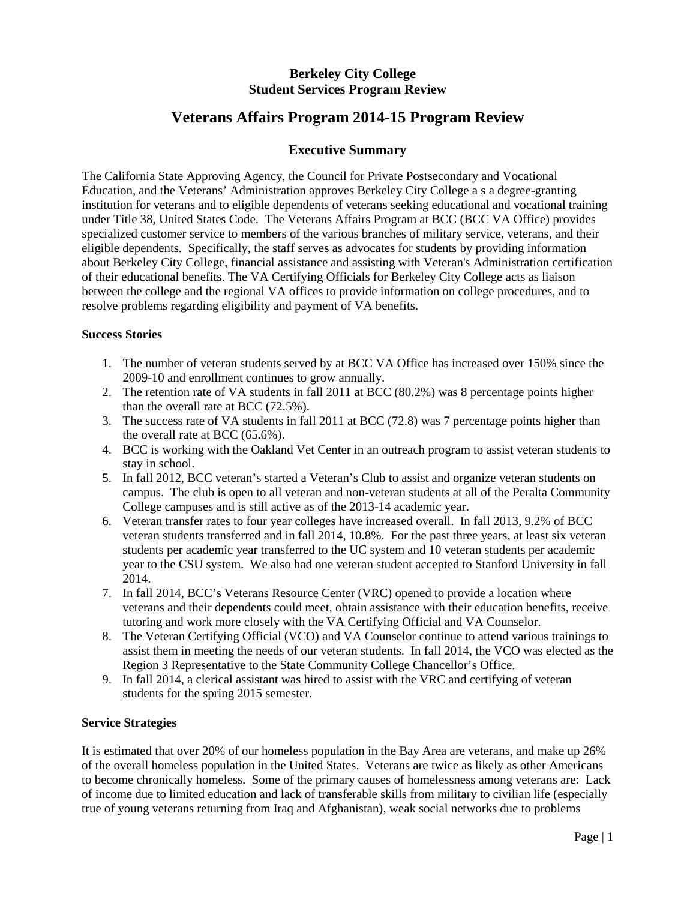**Berkeley City College**
**Student Services Program Review**

# Veterans Affairs Program 2014-15 Program Review

## Executive Summary

The California State Approving Agency, the Council for Private Postsecondary and Vocational Education, and the Veterans' Administration approves Berkeley City College a s a degree-granting institution for veterans and to eligible dependents of veterans seeking educational and vocational training under Title 38, United States Code. The Veterans Affairs Program at BCC (BCC VA Office) provides specialized customer service to members of the various branches of military service, veterans, and their eligible dependents. Specifically, the staff serves as advocates for students by providing information about Berkeley City College, financial assistance and assisting with Veteran's Administration certification of their educational benefits. The VA Certifying Officials for Berkeley City College acts as liaison between the college and the regional VA offices to provide information on college procedures, and to resolve problems regarding eligibility and payment of VA benefits.

**Success Stories**

1. The number of veteran students served by at BCC VA Office has increased over 150% since the 2009-10 and enrollment continues to grow annually.
2. The retention rate of VA students in fall 2011 at BCC (80.2%) was 8 percentage points higher than the overall rate at BCC (72.5%).
3. The success rate of VA students in fall 2011 at BCC (72.8) was 7 percentage points higher than the overall rate at BCC (65.6%).
4. BCC is working with the Oakland Vet Center in an outreach program to assist veteran students to stay in school.
5. In fall 2012, BCC veteran's started a Veteran's Club to assist and organize veteran students on campus. The club is open to all veteran and non-veteran students at all of the Peralta Community College campuses and is still active as of the 2013-14 academic year.
6. Veteran transfer rates to four year colleges have increased overall. In fall 2013, 9.2% of BCC veteran students transferred and in fall 2014, 10.8%. For the past three years, at least six veteran students per academic year transferred to the UC system and 10 veteran students per academic year to the CSU system. We also had one veteran student accepted to Stanford University in fall 2014.
7. In fall 2014, BCC's Veterans Resource Center (VRC) opened to provide a location where veterans and their dependents could meet, obtain assistance with their education benefits, receive tutoring and work more closely with the VA Certifying Official and VA Counselor.
8. The Veteran Certifying Official (VCO) and VA Counselor continue to attend various trainings to assist them in meeting the needs of our veteran students. In fall 2014, the VCO was elected as the Region 3 Representative to the State Community College Chancellor's Office.
9. In fall 2014, a clerical assistant was hired to assist with the VRC and certifying of veteran students for the spring 2015 semester.

**Service Strategies**

It is estimated that over 20% of our homeless population in the Bay Area are veterans, and make up 26% of the overall homeless population in the United States. Veterans are twice as likely as other Americans to become chronically homeless. Some of the primary causes of homelessness among veterans are: Lack of income due to limited education and lack of transferable skills from military to civilian life (especially true of young veterans returning from Iraq and Afghanistan), weak social networks due to problems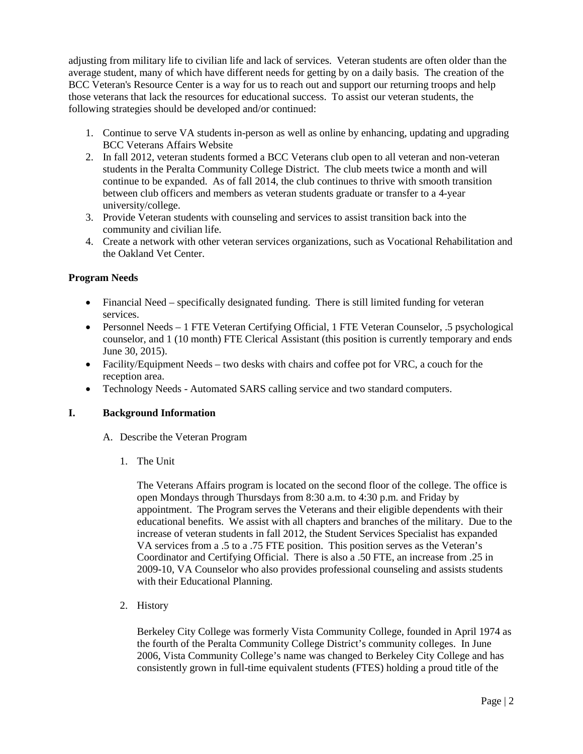adjusting from military life to civilian life and lack of services. Veteran students are often older than the average student, many of which have different needs for getting by on a daily basis. The creation of the BCC Veteran's Resource Center is a way for us to reach out and support our returning troops and help those veterans that lack the resources for educational success. To assist our veteran students, the following strategies should be developed and/or continued:

1. Continue to serve VA students in-person as well as online by enhancing, updating and upgrading BCC Veterans Affairs Website
2. In fall 2012, veteran students formed a BCC Veterans club open to all veteran and non-veteran students in the Peralta Community College District. The club meets twice a month and will continue to be expanded. As of fall 2014, the club continues to thrive with smooth transition between club officers and members as veteran students graduate or transfer to a 4-year university/college.
3. Provide Veteran students with counseling and services to assist transition back into the community and civilian life.
4. Create a network with other veteran services organizations, such as Vocational Rehabilitation and the Oakland Vet Center.

**Program Needs**

- Financial Need – specifically designated funding. There is still limited funding for veteran services.
- Personnel Needs – 1 FTE Veteran Certifying Official, 1 FTE Veteran Counselor, .5 psychological counselor, and 1 (10 month) FTE Clerical Assistant (this position is currently temporary and ends June 30, 2015).
- Facility/Equipment Needs – two desks with chairs and coffee pot for VRC, a couch for the reception area.
- Technology Needs - Automated SARS calling service and two standard computers.

## I. Background Information

A. Describe the Veteran Program

1. The Unit

The Veterans Affairs program is located on the second floor of the college. The office is open Mondays through Thursdays from 8:30 a.m. to 4:30 p.m. and Friday by appointment. The Program serves the Veterans and their eligible dependents with their educational benefits. We assist with all chapters and branches of the military. Due to the increase of veteran students in fall 2012, the Student Services Specialist has expanded VA services from a .5 to a .75 FTE position. This position serves as the Veteran's Coordinator and Certifying Official. There is also a .50 FTE, an increase from .25 in 2009-10, VA Counselor who also provides professional counseling and assists students with their Educational Planning.

2. History

Berkeley City College was formerly Vista Community College, founded in April 1974 as the fourth of the Peralta Community College District's community colleges. In June 2006, Vista Community College's name was changed to Berkeley City College and has consistently grown in full-time equivalent students (FTES) holding a proud title of the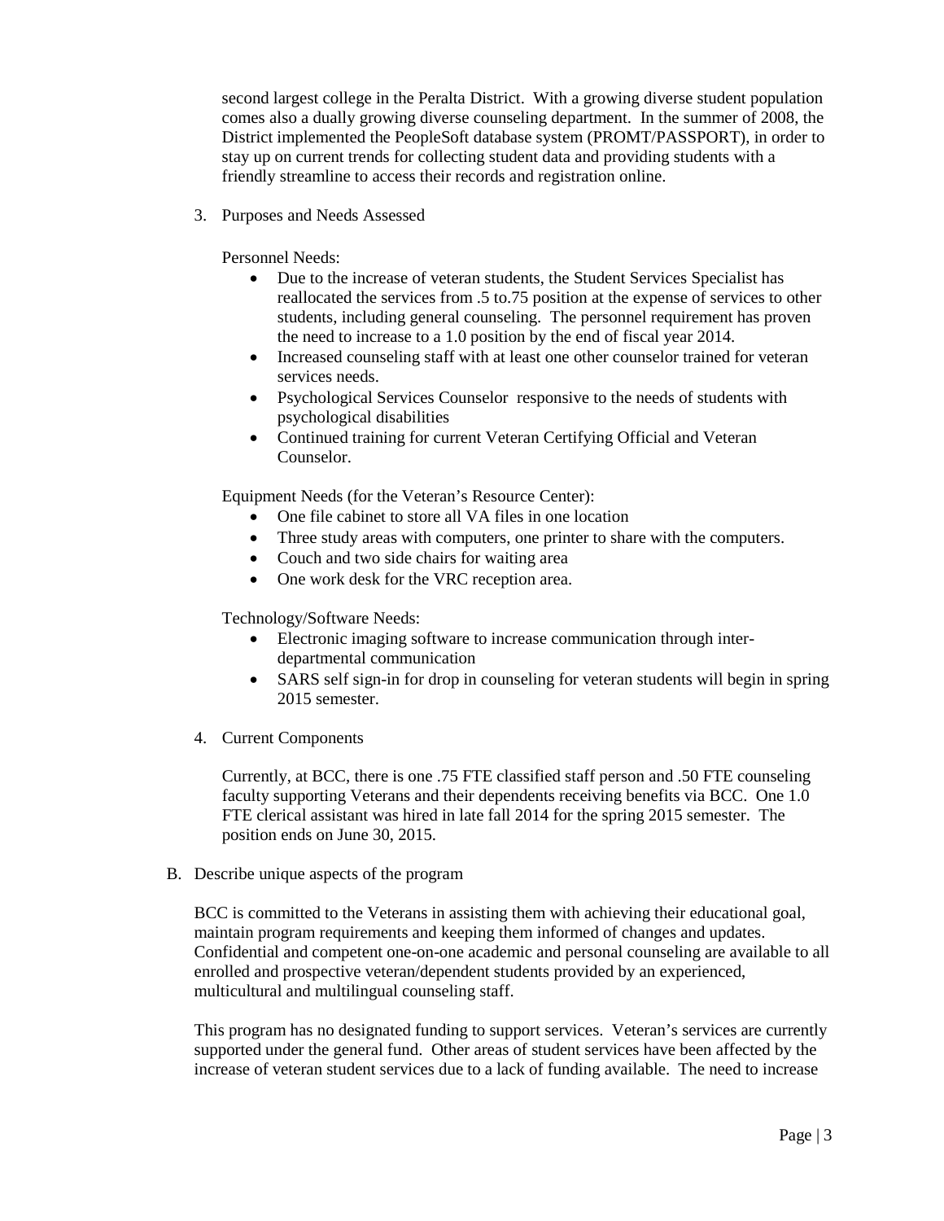second largest college in the Peralta District. With a growing diverse student population comes also a dually growing diverse counseling department. In the summer of 2008, the District implemented the PeopleSoft database system (PROMT/PASSPORT), in order to stay up on current trends for collecting student data and providing students with a friendly streamline to access their records and registration online.

3. Purposes and Needs Assessed

   Personnel Needs:

   - Due to the increase of veteran students, the Student Services Specialist has reallocated the services from .5 to.75 position at the expense of services to other students, including general counseling. The personnel requirement has proven the need to increase to a 1.0 position by the end of fiscal year 2014.
   - Increased counseling staff with at least one other counselor trained for veteran services needs.
   - Psychological Services Counselor responsive to the needs of students with psychological disabilities
   - Continued training for current Veteran Certifying Official and Veteran Counselor.

   Equipment Needs (for the Veteran's Resource Center):

   - One file cabinet to store all VA files in one location
   - Three study areas with computers, one printer to share with the computers.
   - Couch and two side chairs for waiting area
   - One work desk for the VRC reception area.

   Technology/Software Needs:

   - Electronic imaging software to increase communication through inter-departmental communication
   - SARS self sign-in for drop in counseling for veteran students will begin in spring 2015 semester.

4. Current Components

   Currently, at BCC, there is one .75 FTE classified staff person and .50 FTE counseling faculty supporting Veterans and their dependents receiving benefits via BCC. One 1.0 FTE clerical assistant was hired in late fall 2014 for the spring 2015 semester. The position ends on June 30, 2015.

B. Describe unique aspects of the program

BCC is committed to the Veterans in assisting them with achieving their educational goal, maintain program requirements and keeping them informed of changes and updates. Confidential and competent one-on-one academic and personal counseling are available to all enrolled and prospective veteran/dependent students provided by an experienced, multicultural and multilingual counseling staff.

This program has no designated funding to support services. Veteran's services are currently supported under the general fund. Other areas of student services have been affected by the increase of veteran student services due to a lack of funding available. The need to increase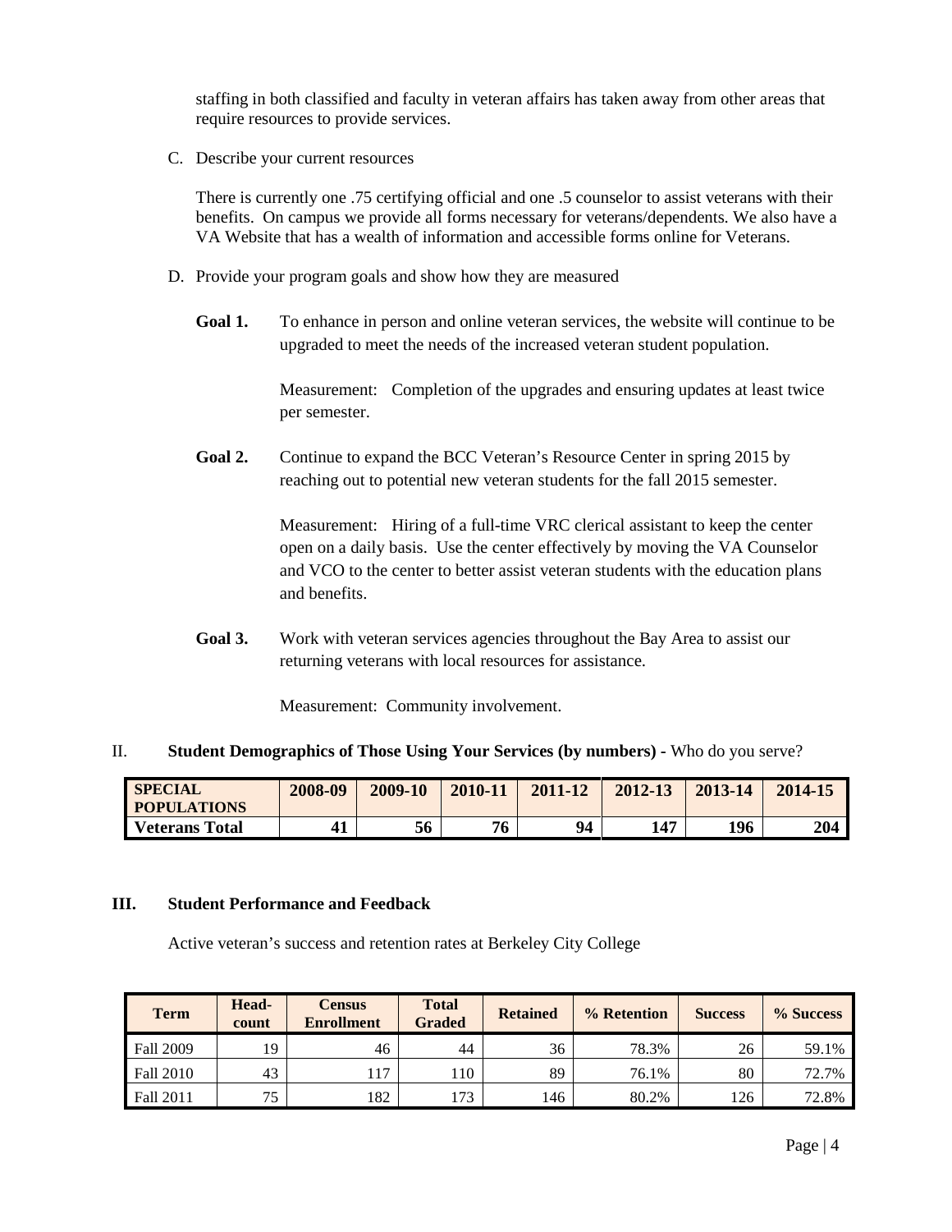staffing in both classified and faculty in veteran affairs has taken away from other areas that require resources to provide services.

C. Describe your current resources

There is currently one .75 certifying official and one .5 counselor to assist veterans with their benefits. On campus we provide all forms necessary for veterans/dependents. We also have a VA Website that has a wealth of information and accessible forms online for Veterans.

D. Provide your program goals and show how they are measured

**Goal 1.** To enhance in person and online veteran services, the website will continue to be upgraded to meet the needs of the increased veteran student population.

Measurement: Completion of the upgrades and ensuring updates at least twice per semester.

**Goal 2.** Continue to expand the BCC Veteran's Resource Center in spring 2015 by reaching out to potential new veteran students for the fall 2015 semester.

Measurement: Hiring of a full-time VRC clerical assistant to keep the center open on a daily basis. Use the center effectively by moving the VA Counselor and VCO to the center to better assist veteran students with the education plans and benefits.

**Goal 3.** Work with veteran services agencies throughout the Bay Area to assist our returning veterans with local resources for assistance.

Measurement: Community involvement.

## II. **Student Demographics of Those Using Your Services (by numbers)** - Who do you serve?

| SPECIAL POPULATIONS | 2008-09 | 2009-10 | 2010-11 | 2011-12 | 2012-13 | 2013-14 | 2014-15 |
|---|---|---|---|---|---|---|---|
| **Veterans Total** | **41** | **56** | **76** | **94** | **147** | **196** | **204** |

## III. Student Performance and Feedback

Active veteran's success and retention rates at Berkeley City College

| Term | Head-count | Census Enrollment | Total Graded | Retained | % Retention | Success | % Success |
|---|---|---|---|---|---|---|---|
| Fall 2009 | 19 | 46 | 44 | 36 | 78.3% | 26 | 59.1% |
| Fall 2010 | 43 | 117 | 110 | 89 | 76.1% | 80 | 72.7% |
| Fall 2011 | 75 | 182 | 173 | 146 | 80.2% | 126 | 72.8% |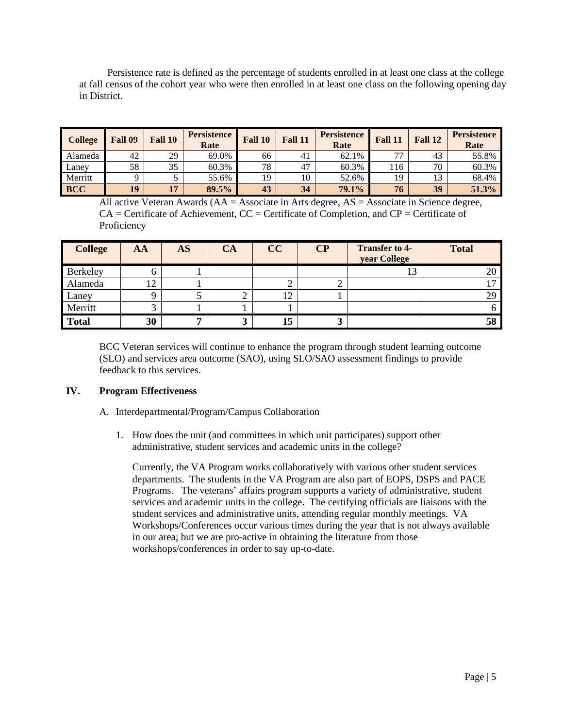Persistence rate is defined as the percentage of students enrolled in at least one class at the college at fall census of the cohort year who were then enrolled in at least one class on the following opening day in District.

| College | Fall 09 | Fall 10 | Persistence Rate | Fall 10 | Fall 11 | Persistence Rate | Fall 11 | Fall 12 | Persistence Rate |
|---|---|---|---|---|---|---|---|---|---|
| Alameda | 42 | 29 | 69.0% | 66 | 41 | 62.1% | 77 | 43 | 55.8% |
| Laney | 58 | 35 | 60.3% | 78 | 47 | 60.3% | 116 | 70 | 60.3% |
| Merritt | 9 | 5 | 55.6% | 19 | 10 | 52.6% | 19 | 13 | 68.4% |
| **BCC** | **19** | **17** | **89.5%** | **43** | **34** | **79.1%** | **76** | **39** | **51.3%** |

All active Veteran Awards (AA = Associate in Arts degree, AS = Associate in Science degree, CA = Certificate of Achievement, CC = Certificate of Completion, and CP = Certificate of Proficiency

| College | AA | AS | CA | CC | CP | Transfer to 4-year College | Total |
|---|---|---|---|---|---|---|---|
| Berkeley | 6 | 1 | | | | 13 | 20 |
| Alameda | 12 | 1 | | 2 | 2 | | 17 |
| Laney | 9 | 5 | 2 | 12 | 1 | | 29 |
| Merritt | 3 | 1 | 1 | 1 | | | 6 |
| **Total** | **30** | **7** | **3** | **15** | **3** | | **58** |

BCC Veteran services will continue to enhance the program through student learning outcome (SLO) and services area outcome (SAO), using SLO/SAO assessment findings to provide feedback to this services.

## IV. Program Effectiveness

A. Interdepartmental/Program/Campus Collaboration

1. How does the unit (and committees in which unit participates) support other administrative, student services and academic units in the college?

   Currently, the VA Program works collaboratively with various other student services departments. The students in the VA Program are also part of EOPS, DSPS and PACE Programs. The veterans' affairs program supports a variety of administrative, student services and academic units in the college. The certifying officials are liaisons with the student services and administrative units, attending regular monthly meetings. VA Workshops/Conferences occur various times during the year that is not always available in our area; but we are pro-active in obtaining the literature from those workshops/conferences in order to say up-to-date.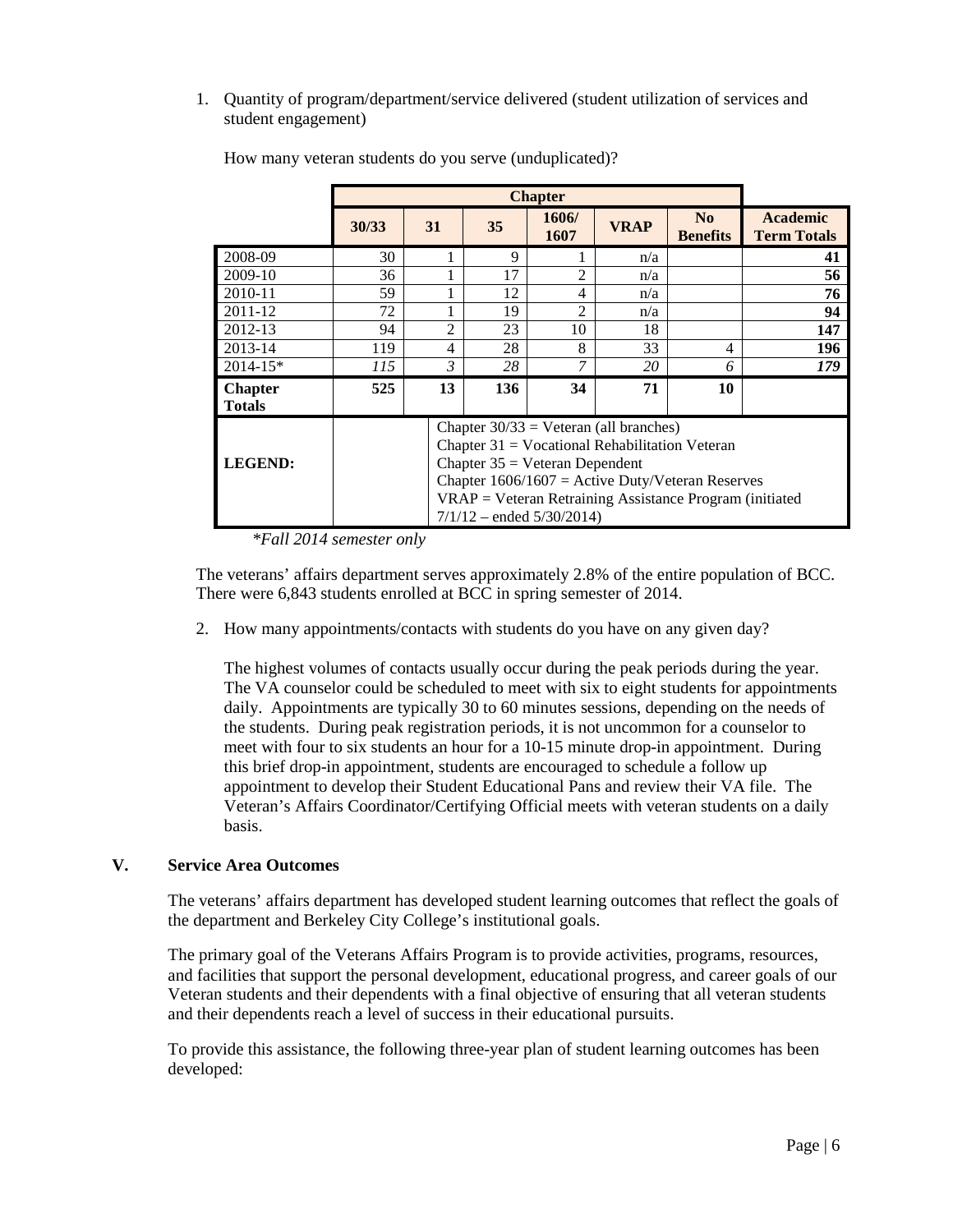1. Quantity of program/department/service delivered (student utilization of services and student engagement)

How many veteran students do you serve (unduplicated)?

| | Chapter | | | | | | |
|---|---|---|---|---|---|---|---|
| | **30/33** | **31** | **35** | **1606/ 1607** | **VRAP** | **No Benefits** | **Academic Term Totals** |
| 2008-09 | 30 | 1 | 9 | 1 | n/a | | **41** |
| 2009-10 | 36 | 1 | 17 | 2 | n/a | | **56** |
| 2010-11 | 59 | 1 | 12 | 4 | n/a | | **76** |
| 2011-12 | 72 | 1 | 19 | 2 | n/a | | **94** |
| 2012-13 | 94 | 2 | 23 | 10 | 18 | | **147** |
| 2013-14 | 119 | 4 | 28 | 8 | 33 | 4 | **196** |
| 2014-15* | *115* | *3* | *28* | *7* | *20* | *6* | ***179*** |
| **Chapter Totals** | **525** | **13** | **136** | **34** | **71** | **10** | |
| **LEGEND:** | | Chapter 30/33 = Veteran (all branches)<br>Chapter 31 = Vocational Rehabilitation Veteran<br>Chapter 35 = Veteran Dependent<br>Chapter 1606/1607 = Active Duty/Veteran Reserves<br>VRAP = Veteran Retraining Assistance Program (initiated 7/1/12 – ended 5/30/2014) | | | | | |

*\*Fall 2014 semester only*

The veterans' affairs department serves approximately 2.8% of the entire population of BCC. There were 6,843 students enrolled at BCC in spring semester of 2014.

2. How many appointments/contacts with students do you have on any given day?

The highest volumes of contacts usually occur during the peak periods during the year. The VA counselor could be scheduled to meet with six to eight students for appointments daily. Appointments are typically 30 to 60 minutes sessions, depending on the needs of the students. During peak registration periods, it is not uncommon for a counselor to meet with four to six students an hour for a 10-15 minute drop-in appointment. During this brief drop-in appointment, students are encouraged to schedule a follow up appointment to develop their Student Educational Pans and review their VA file. The Veteran's Affairs Coordinator/Certifying Official meets with veteran students on a daily basis.

## V. Service Area Outcomes

The veterans' affairs department has developed student learning outcomes that reflect the goals of the department and Berkeley City College's institutional goals.

The primary goal of the Veterans Affairs Program is to provide activities, programs, resources, and facilities that support the personal development, educational progress, and career goals of our Veteran students and their dependents with a final objective of ensuring that all veteran students and their dependents reach a level of success in their educational pursuits.

To provide this assistance, the following three-year plan of student learning outcomes has been developed: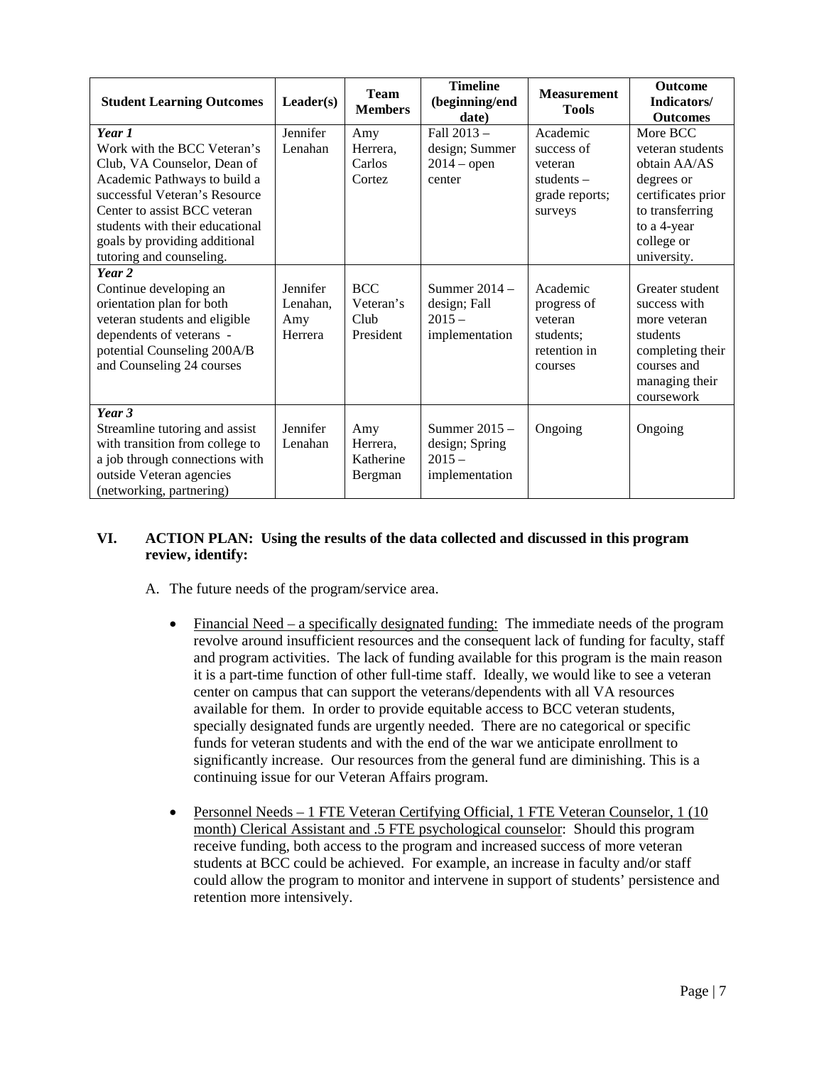| Student Learning Outcomes | Leader(s) | Team Members | Timeline (beginning/end date) | Measurement Tools | Outcome Indicators/ Outcomes |
|---|---|---|---|---|---|
| ***Year 1*** Work with the BCC Veteran's Club, VA Counselor, Dean of Academic Pathways to build a successful Veteran's Resource Center to assist BCC veteran students with their educational goals by providing additional tutoring and counseling. | Jennifer Lenahan | Amy Herrera, Carlos Cortez | Fall 2013 – design; Summer 2014 – open center | Academic success of veteran students – grade reports; surveys | More BCC veteran students obtain AA/AS degrees or certificates prior to transferring to a 4-year college or university. |
| ***Year 2*** Continue developing an orientation plan for both veteran students and eligible dependents of veterans - potential Counseling 200A/B and Counseling 24 courses | Jennifer Lenahan, Amy Herrera | BCC Veteran's Club President | Summer 2014 – design; Fall 2015 – implementation | Academic progress of veteran students; retention in courses | Greater student success with more veteran students completing their courses and managing their coursework |
| ***Year 3*** Streamline tutoring and assist with transition from college to a job through connections with outside Veteran agencies (networking, partnering) | Jennifer Lenahan | Amy Herrera, Katherine Bergman | Summer 2015 – design; Spring 2015 – implementation | Ongoing | Ongoing |

## VI. ACTION PLAN: Using the results of the data collected and discussed in this program review, identify:

A. The future needs of the program/service area.

- Financial Need – a specifically designated funding: The immediate needs of the program revolve around insufficient resources and the consequent lack of funding for faculty, staff and program activities. The lack of funding available for this program is the main reason it is a part-time function of other full-time staff. Ideally, we would like to see a veteran center on campus that can support the veterans/dependents with all VA resources available for them. In order to provide equitable access to BCC veteran students, specially designated funds are urgently needed. There are no categorical or specific funds for veteran students and with the end of the war we anticipate enrollment to significantly increase. Our resources from the general fund are diminishing. This is a continuing issue for our Veteran Affairs program.

- Personnel Needs – 1 FTE Veteran Certifying Official, 1 FTE Veteran Counselor, 1 (10 month) Clerical Assistant and .5 FTE psychological counselor: Should this program receive funding, both access to the program and increased success of more veteran students at BCC could be achieved. For example, an increase in faculty and/or staff could allow the program to monitor and intervene in support of students' persistence and retention more intensively.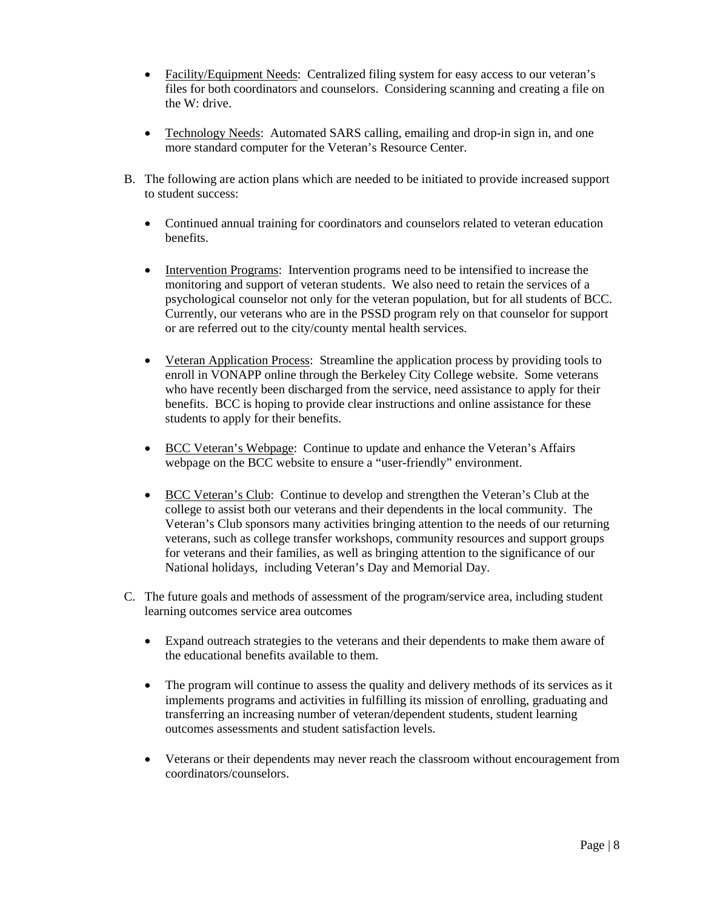- Facility/Equipment Needs: Centralized filing system for easy access to our veteran's files for both coordinators and counselors. Considering scanning and creating a file on the W: drive.

- Technology Needs: Automated SARS calling, emailing and drop-in sign in, and one more standard computer for the Veteran's Resource Center.

B. The following are action plans which are needed to be initiated to provide increased support to student success:

- Continued annual training for coordinators and counselors related to veteran education benefits.

- Intervention Programs: Intervention programs need to be intensified to increase the monitoring and support of veteran students. We also need to retain the services of a psychological counselor not only for the veteran population, but for all students of BCC. Currently, our veterans who are in the PSSD program rely on that counselor for support or are referred out to the city/county mental health services.

- Veteran Application Process: Streamline the application process by providing tools to enroll in VONAPP online through the Berkeley City College website. Some veterans who have recently been discharged from the service, need assistance to apply for their benefits. BCC is hoping to provide clear instructions and online assistance for these students to apply for their benefits.

- BCC Veteran's Webpage: Continue to update and enhance the Veteran's Affairs webpage on the BCC website to ensure a "user-friendly" environment.

- BCC Veteran's Club: Continue to develop and strengthen the Veteran's Club at the college to assist both our veterans and their dependents in the local community. The Veteran's Club sponsors many activities bringing attention to the needs of our returning veterans, such as college transfer workshops, community resources and support groups for veterans and their families, as well as bringing attention to the significance of our National holidays, including Veteran's Day and Memorial Day.

C. The future goals and methods of assessment of the program/service area, including student learning outcomes service area outcomes

- Expand outreach strategies to the veterans and their dependents to make them aware of the educational benefits available to them.

- The program will continue to assess the quality and delivery methods of its services as it implements programs and activities in fulfilling its mission of enrolling, graduating and transferring an increasing number of veteran/dependent students, student learning outcomes assessments and student satisfaction levels.

- Veterans or their dependents may never reach the classroom without encouragement from coordinators/counselors.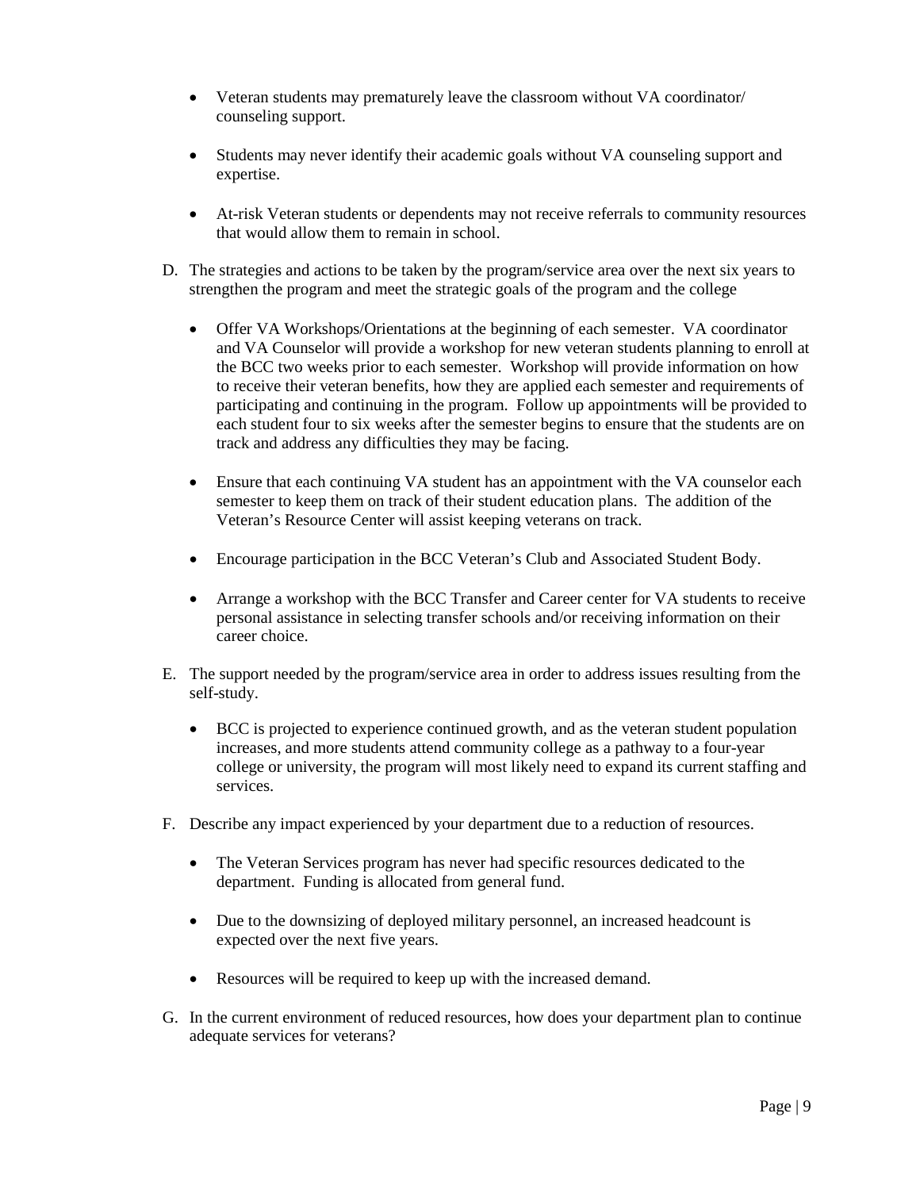- Veteran students may prematurely leave the classroom without VA coordinator/ counseling support.

- Students may never identify their academic goals without VA counseling support and expertise.

- At-risk Veteran students or dependents may not receive referrals to community resources that would allow them to remain in school.

D. The strategies and actions to be taken by the program/service area over the next six years to strengthen the program and meet the strategic goals of the program and the college

- Offer VA Workshops/Orientations at the beginning of each semester. VA coordinator and VA Counselor will provide a workshop for new veteran students planning to enroll at the BCC two weeks prior to each semester. Workshop will provide information on how to receive their veteran benefits, how they are applied each semester and requirements of participating and continuing in the program. Follow up appointments will be provided to each student four to six weeks after the semester begins to ensure that the students are on track and address any difficulties they may be facing.

- Ensure that each continuing VA student has an appointment with the VA counselor each semester to keep them on track of their student education plans. The addition of the Veteran's Resource Center will assist keeping veterans on track.

- Encourage participation in the BCC Veteran's Club and Associated Student Body.

- Arrange a workshop with the BCC Transfer and Career center for VA students to receive personal assistance in selecting transfer schools and/or receiving information on their career choice.

E. The support needed by the program/service area in order to address issues resulting from the self-study.

- BCC is projected to experience continued growth, and as the veteran student population increases, and more students attend community college as a pathway to a four-year college or university, the program will most likely need to expand its current staffing and services.

F. Describe any impact experienced by your department due to a reduction of resources.

- The Veteran Services program has never had specific resources dedicated to the department. Funding is allocated from general fund.

- Due to the downsizing of deployed military personnel, an increased headcount is expected over the next five years.

- Resources will be required to keep up with the increased demand.

G. In the current environment of reduced resources, how does your department plan to continue adequate services for veterans?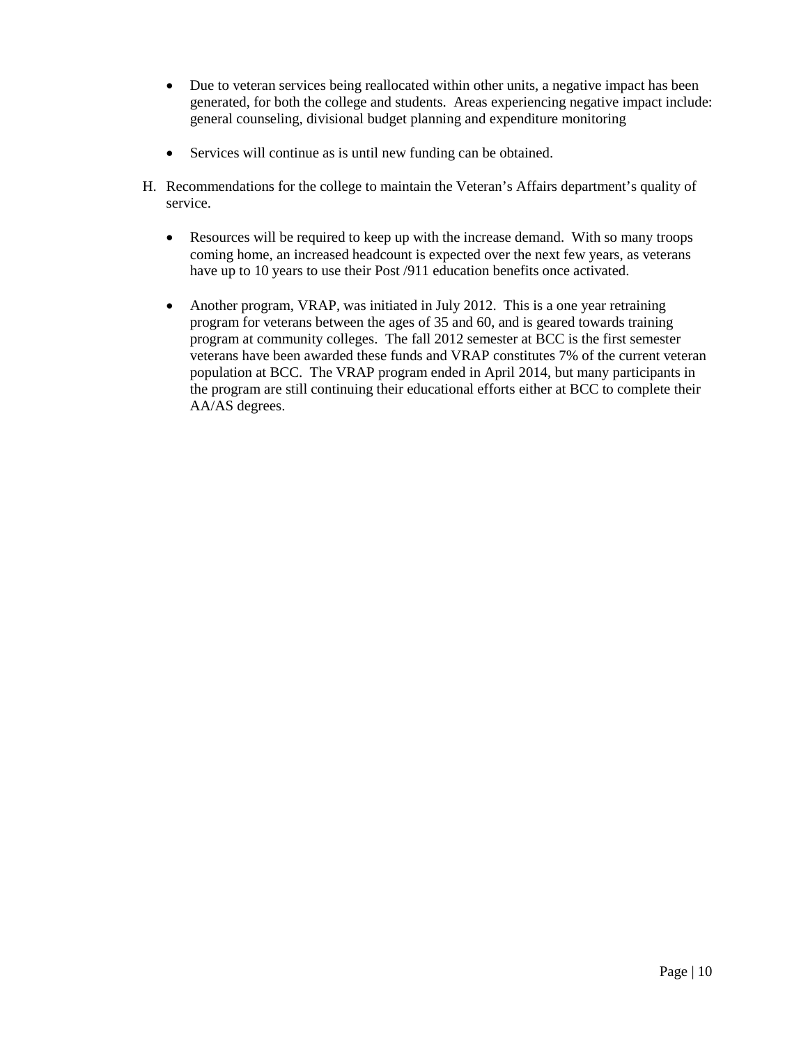- Due to veteran services being reallocated within other units, a negative impact has been generated, for both the college and students. Areas experiencing negative impact include: general counseling, divisional budget planning and expenditure monitoring

- Services will continue as is until new funding can be obtained.

H. Recommendations for the college to maintain the Veteran's Affairs department's quality of service.

- Resources will be required to keep up with the increase demand. With so many troops coming home, an increased headcount is expected over the next few years, as veterans have up to 10 years to use their Post /911 education benefits once activated.

- Another program, VRAP, was initiated in July 2012. This is a one year retraining program for veterans between the ages of 35 and 60, and is geared towards training program at community colleges. The fall 2012 semester at BCC is the first semester veterans have been awarded these funds and VRAP constitutes 7% of the current veteran population at BCC. The VRAP program ended in April 2014, but many participants in the program are still continuing their educational efforts either at BCC to complete their AA/AS degrees.